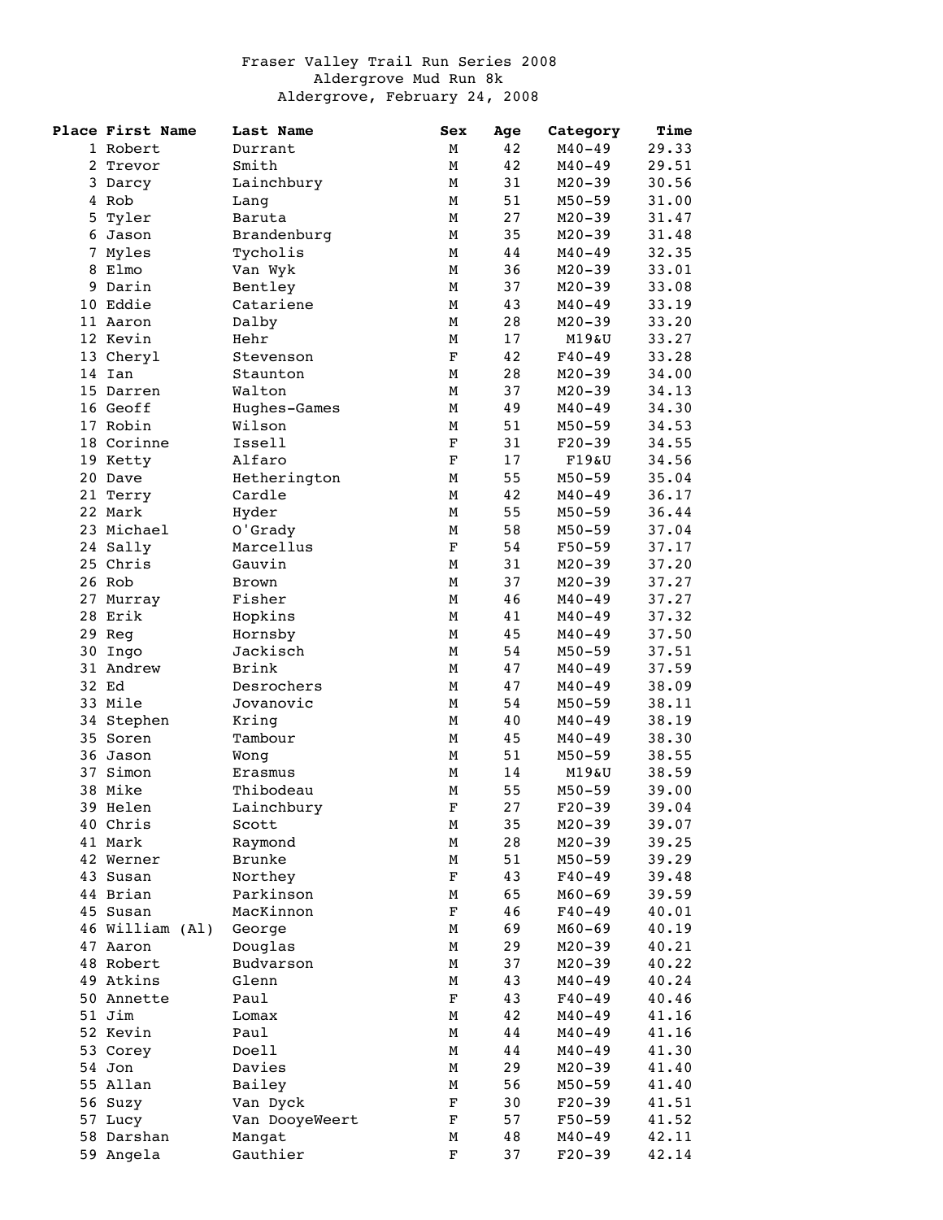Fraser Valley Trail Run Series 2008
Aldergrove Mud Run 8k
Aldergrove, February 24, 2008

| Place | First Name | Last Name | Sex | Age | Category | Time |
|---|---|---|---|---|---|---|
| 1 | Robert | Durrant | M | 42 | M40-49 | 29.33 |
| 2 | Trevor | Smith | M | 42 | M40-49 | 29.51 |
| 3 | Darcy | Lainchbury | M | 31 | M20-39 | 30.56 |
| 4 | Rob | Lang | M | 51 | M50-59 | 31.00 |
| 5 | Tyler | Baruta | M | 27 | M20-39 | 31.47 |
| 6 | Jason | Brandenburg | M | 35 | M20-39 | 31.48 |
| 7 | Myles | Tycholis | M | 44 | M40-49 | 32.35 |
| 8 | Elmo | Van Wyk | M | 36 | M20-39 | 33.01 |
| 9 | Darin | Bentley | M | 37 | M20-39 | 33.08 |
| 10 | Eddie | Catariene | M | 43 | M40-49 | 33.19 |
| 11 | Aaron | Dalby | M | 28 | M20-39 | 33.20 |
| 12 | Kevin | Hehr | M | 17 | M19&U | 33.27 |
| 13 | Cheryl | Stevenson | F | 42 | F40-49 | 33.28 |
| 14 | Ian | Staunton | M | 28 | M20-39 | 34.00 |
| 15 | Darren | Walton | M | 37 | M20-39 | 34.13 |
| 16 | Geoff | Hughes-Games | M | 49 | M40-49 | 34.30 |
| 17 | Robin | Wilson | M | 51 | M50-59 | 34.53 |
| 18 | Corinne | Issell | F | 31 | F20-39 | 34.55 |
| 19 | Ketty | Alfaro | F | 17 | F19&U | 34.56 |
| 20 | Dave | Hetherington | M | 55 | M50-59 | 35.04 |
| 21 | Terry | Cardle | M | 42 | M40-49 | 36.17 |
| 22 | Mark | Hyder | M | 55 | M50-59 | 36.44 |
| 23 | Michael | O'Grady | M | 58 | M50-59 | 37.04 |
| 24 | Sally | Marcellus | F | 54 | F50-59 | 37.17 |
| 25 | Chris | Gauvin | M | 31 | M20-39 | 37.20 |
| 26 | Rob | Brown | M | 37 | M20-39 | 37.27 |
| 27 | Murray | Fisher | M | 46 | M40-49 | 37.27 |
| 28 | Erik | Hopkins | M | 41 | M40-49 | 37.32 |
| 29 | Reg | Hornsby | M | 45 | M40-49 | 37.50 |
| 30 | Ingo | Jackisch | M | 54 | M50-59 | 37.51 |
| 31 | Andrew | Brink | M | 47 | M40-49 | 37.59 |
| 32 | Ed | Desrochers | M | 47 | M40-49 | 38.09 |
| 33 | Mile | Jovanovic | M | 54 | M50-59 | 38.11 |
| 34 | Stephen | Kring | M | 40 | M40-49 | 38.19 |
| 35 | Soren | Tambour | M | 45 | M40-49 | 38.30 |
| 36 | Jason | Wong | M | 51 | M50-59 | 38.55 |
| 37 | Simon | Erasmus | M | 14 | M19&U | 38.59 |
| 38 | Mike | Thibodeau | M | 55 | M50-59 | 39.00 |
| 39 | Helen | Lainchbury | F | 27 | F20-39 | 39.04 |
| 40 | Chris | Scott | M | 35 | M20-39 | 39.07 |
| 41 | Mark | Raymond | M | 28 | M20-39 | 39.25 |
| 42 | Werner | Brunke | M | 51 | M50-59 | 39.29 |
| 43 | Susan | Northey | F | 43 | F40-49 | 39.48 |
| 44 | Brian | Parkinson | M | 65 | M60-69 | 39.59 |
| 45 | Susan | MacKinnon | F | 46 | F40-49 | 40.01 |
| 46 | William (Al) | George | M | 69 | M60-69 | 40.19 |
| 47 | Aaron | Douglas | M | 29 | M20-39 | 40.21 |
| 48 | Robert | Budvarson | M | 37 | M20-39 | 40.22 |
| 49 | Atkins | Glenn | M | 43 | M40-49 | 40.24 |
| 50 | Annette | Paul | F | 43 | F40-49 | 40.46 |
| 51 | Jim | Lomax | M | 42 | M40-49 | 41.16 |
| 52 | Kevin | Paul | M | 44 | M40-49 | 41.16 |
| 53 | Corey | Doell | M | 44 | M40-49 | 41.30 |
| 54 | Jon | Davies | M | 29 | M20-39 | 41.40 |
| 55 | Allan | Bailey | M | 56 | M50-59 | 41.40 |
| 56 | Suzy | Van Dyck | F | 30 | F20-39 | 41.51 |
| 57 | Lucy | Van DooyeWeert | F | 57 | F50-59 | 41.52 |
| 58 | Darshan | Mangat | M | 48 | M40-49 | 42.11 |
| 59 | Angela | Gauthier | F | 37 | F20-39 | 42.14 |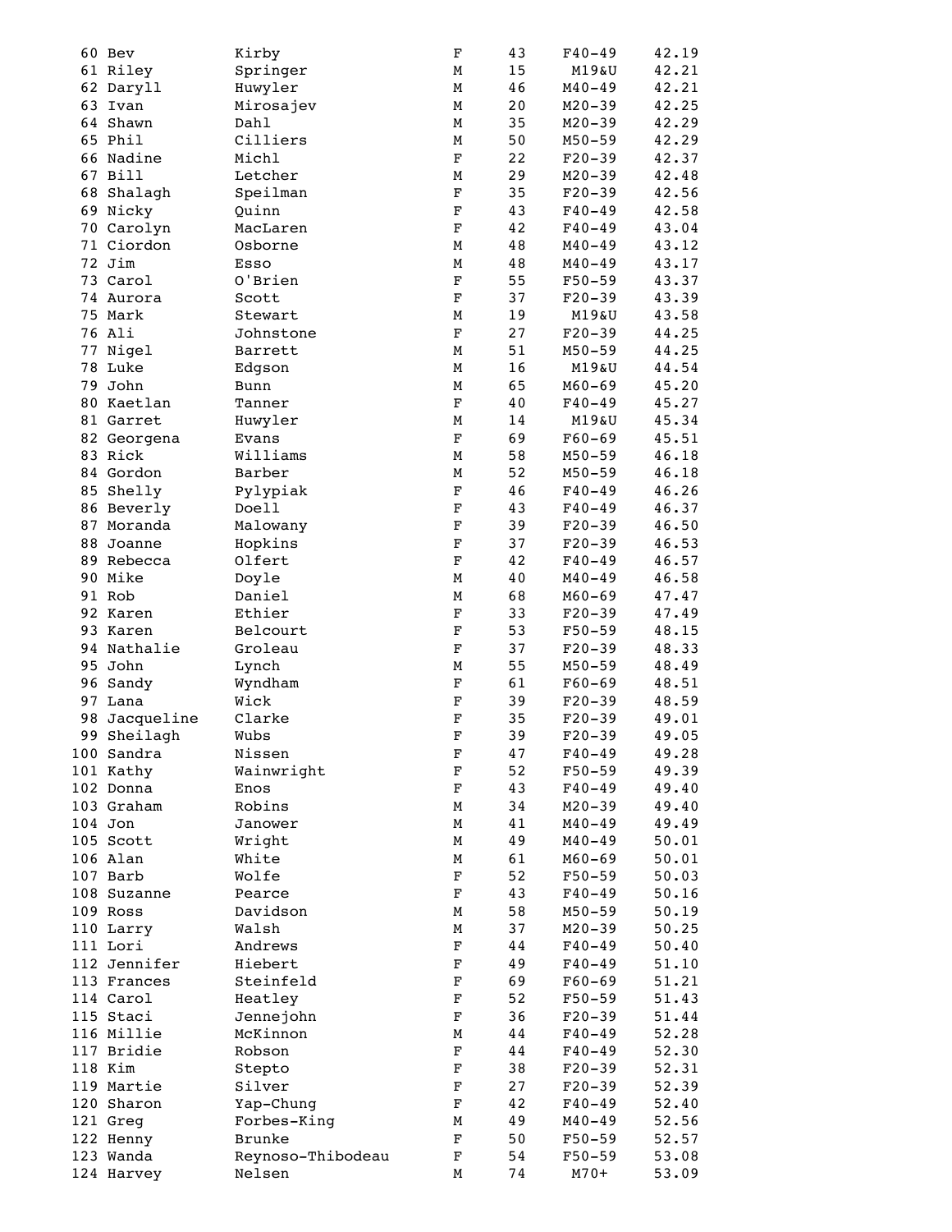| | | | | | | |
|---|---|---|---|---|---|---|
| 60 | Bev | Kirby | F | 43 | F40-49 | 42.19 |
| 61 | Riley | Springer | M | 15 | M19&U | 42.21 |
| 62 | Daryll | Huwyler | M | 46 | M40-49 | 42.21 |
| 63 | Ivan | Mirosajev | M | 20 | M20-39 | 42.25 |
| 64 | Shawn | Dahl | M | 35 | M20-39 | 42.29 |
| 65 | Phil | Cilliers | M | 50 | M50-59 | 42.29 |
| 66 | Nadine | Michl | F | 22 | F20-39 | 42.37 |
| 67 | Bill | Letcher | M | 29 | M20-39 | 42.48 |
| 68 | Shalagh | Speilman | F | 35 | F20-39 | 42.56 |
| 69 | Nicky | Quinn | F | 43 | F40-49 | 42.58 |
| 70 | Carolyn | MacLaren | F | 42 | F40-49 | 43.04 |
| 71 | Ciordon | Osborne | M | 48 | M40-49 | 43.12 |
| 72 | Jim | Esso | M | 48 | M40-49 | 43.17 |
| 73 | Carol | O'Brien | F | 55 | F50-59 | 43.37 |
| 74 | Aurora | Scott | F | 37 | F20-39 | 43.39 |
| 75 | Mark | Stewart | M | 19 | M19&U | 43.58 |
| 76 | Ali | Johnstone | F | 27 | F20-39 | 44.25 |
| 77 | Nigel | Barrett | M | 51 | M50-59 | 44.25 |
| 78 | Luke | Edgson | M | 16 | M19&U | 44.54 |
| 79 | John | Bunn | M | 65 | M60-69 | 45.20 |
| 80 | Kaetlan | Tanner | F | 40 | F40-49 | 45.27 |
| 81 | Garret | Huwyler | M | 14 | M19&U | 45.34 |
| 82 | Georgena | Evans | F | 69 | F60-69 | 45.51 |
| 83 | Rick | Williams | M | 58 | M50-59 | 46.18 |
| 84 | Gordon | Barber | M | 52 | M50-59 | 46.18 |
| 85 | Shelly | Pylypiak | F | 46 | F40-49 | 46.26 |
| 86 | Beverly | Doell | F | 43 | F40-49 | 46.37 |
| 87 | Moranda | Malowany | F | 39 | F20-39 | 46.50 |
| 88 | Joanne | Hopkins | F | 37 | F20-39 | 46.53 |
| 89 | Rebecca | Olfert | F | 42 | F40-49 | 46.57 |
| 90 | Mike | Doyle | M | 40 | M40-49 | 46.58 |
| 91 | Rob | Daniel | M | 68 | M60-69 | 47.47 |
| 92 | Karen | Ethier | F | 33 | F20-39 | 47.49 |
| 93 | Karen | Belcourt | F | 53 | F50-59 | 48.15 |
| 94 | Nathalie | Groleau | F | 37 | F20-39 | 48.33 |
| 95 | John | Lynch | M | 55 | M50-59 | 48.49 |
| 96 | Sandy | Wyndham | F | 61 | F60-69 | 48.51 |
| 97 | Lana | Wick | F | 39 | F20-39 | 48.59 |
| 98 | Jacqueline | Clarke | F | 35 | F20-39 | 49.01 |
| 99 | Sheilagh | Wubs | F | 39 | F20-39 | 49.05 |
| 100 | Sandra | Nissen | F | 47 | F40-49 | 49.28 |
| 101 | Kathy | Wainwright | F | 52 | F50-59 | 49.39 |
| 102 | Donna | Enos | F | 43 | F40-49 | 49.40 |
| 103 | Graham | Robins | M | 34 | M20-39 | 49.40 |
| 104 | Jon | Janower | M | 41 | M40-49 | 49.49 |
| 105 | Scott | Wright | M | 49 | M40-49 | 50.01 |
| 106 | Alan | White | M | 61 | M60-69 | 50.01 |
| 107 | Barb | Wolfe | F | 52 | F50-59 | 50.03 |
| 108 | Suzanne | Pearce | F | 43 | F40-49 | 50.16 |
| 109 | Ross | Davidson | M | 58 | M50-59 | 50.19 |
| 110 | Larry | Walsh | M | 37 | M20-39 | 50.25 |
| 111 | Lori | Andrews | F | 44 | F40-49 | 50.40 |
| 112 | Jennifer | Hiebert | F | 49 | F40-49 | 51.10 |
| 113 | Frances | Steinfeld | F | 69 | F60-69 | 51.21 |
| 114 | Carol | Heatley | F | 52 | F50-59 | 51.43 |
| 115 | Staci | Jennejohn | F | 36 | F20-39 | 51.44 |
| 116 | Millie | McKinnon | M | 44 | F40-49 | 52.28 |
| 117 | Bridie | Robson | F | 44 | F40-49 | 52.30 |
| 118 | Kim | Stepto | F | 38 | F20-39 | 52.31 |
| 119 | Martie | Silver | F | 27 | F20-39 | 52.39 |
| 120 | Sharon | Yap-Chung | F | 42 | F40-49 | 52.40 |
| 121 | Greg | Forbes-King | M | 49 | M40-49 | 52.56 |
| 122 | Henny | Brunke | F | 50 | F50-59 | 52.57 |
| 123 | Wanda | Reynoso-Thibodeau | F | 54 | F50-59 | 53.08 |
| 124 | Harvey | Nelsen | M | 74 | M70+ | 53.09 |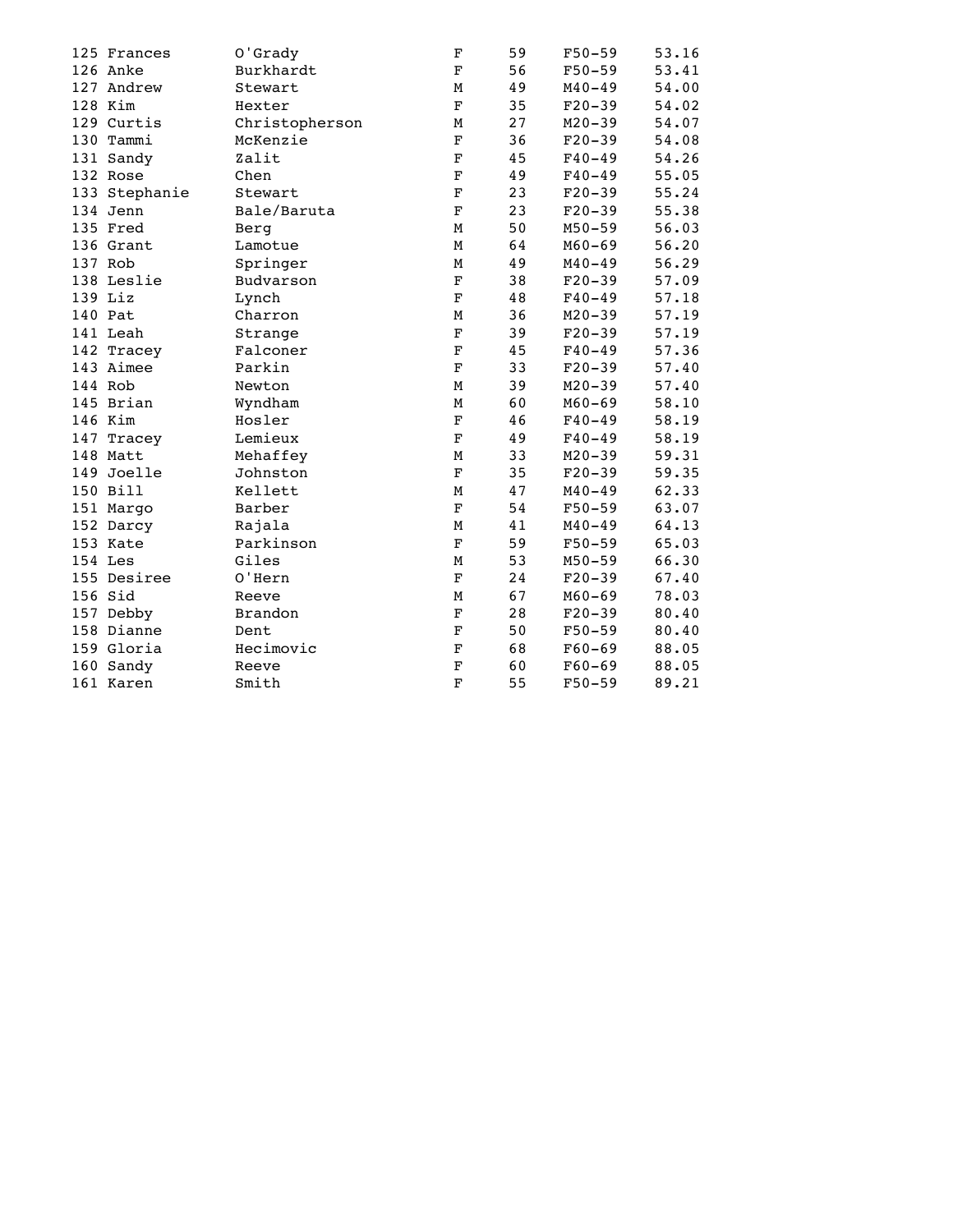| | | | | | | |
|---|---|---|---|---|---|---|
| 125 | Frances | O'Grady | F | 59 | F50-59 | 53.16 |
| 126 | Anke | Burkhardt | F | 56 | F50-59 | 53.41 |
| 127 | Andrew | Stewart | M | 49 | M40-49 | 54.00 |
| 128 | Kim | Hexter | F | 35 | F20-39 | 54.02 |
| 129 | Curtis | Christopherson | M | 27 | M20-39 | 54.07 |
| 130 | Tammi | McKenzie | F | 36 | F20-39 | 54.08 |
| 131 | Sandy | Zalit | F | 45 | F40-49 | 54.26 |
| 132 | Rose | Chen | F | 49 | F40-49 | 55.05 |
| 133 | Stephanie | Stewart | F | 23 | F20-39 | 55.24 |
| 134 | Jenn | Bale/Baruta | F | 23 | F20-39 | 55.38 |
| 135 | Fred | Berg | M | 50 | M50-59 | 56.03 |
| 136 | Grant | Lamotue | M | 64 | M60-69 | 56.20 |
| 137 | Rob | Springer | M | 49 | M40-49 | 56.29 |
| 138 | Leslie | Budvarson | F | 38 | F20-39 | 57.09 |
| 139 | Liz | Lynch | F | 48 | F40-49 | 57.18 |
| 140 | Pat | Charron | M | 36 | M20-39 | 57.19 |
| 141 | Leah | Strange | F | 39 | F20-39 | 57.19 |
| 142 | Tracey | Falconer | F | 45 | F40-49 | 57.36 |
| 143 | Aimee | Parkin | F | 33 | F20-39 | 57.40 |
| 144 | Rob | Newton | M | 39 | M20-39 | 57.40 |
| 145 | Brian | Wyndham | M | 60 | M60-69 | 58.10 |
| 146 | Kim | Hosler | F | 46 | F40-49 | 58.19 |
| 147 | Tracey | Lemieux | F | 49 | F40-49 | 58.19 |
| 148 | Matt | Mehaffey | M | 33 | M20-39 | 59.31 |
| 149 | Joelle | Johnston | F | 35 | F20-39 | 59.35 |
| 150 | Bill | Kellett | M | 47 | M40-49 | 62.33 |
| 151 | Margo | Barber | F | 54 | F50-59 | 63.07 |
| 152 | Darcy | Rajala | M | 41 | M40-49 | 64.13 |
| 153 | Kate | Parkinson | F | 59 | F50-59 | 65.03 |
| 154 | Les | Giles | M | 53 | M50-59 | 66.30 |
| 155 | Desiree | O'Hern | F | 24 | F20-39 | 67.40 |
| 156 | Sid | Reeve | M | 67 | M60-69 | 78.03 |
| 157 | Debby | Brandon | F | 28 | F20-39 | 80.40 |
| 158 | Dianne | Dent | F | 50 | F50-59 | 80.40 |
| 159 | Gloria | Hecimovic | F | 68 | F60-69 | 88.05 |
| 160 | Sandy | Reeve | F | 60 | F60-69 | 88.05 |
| 161 | Karen | Smith | F | 55 | F50-59 | 89.21 |